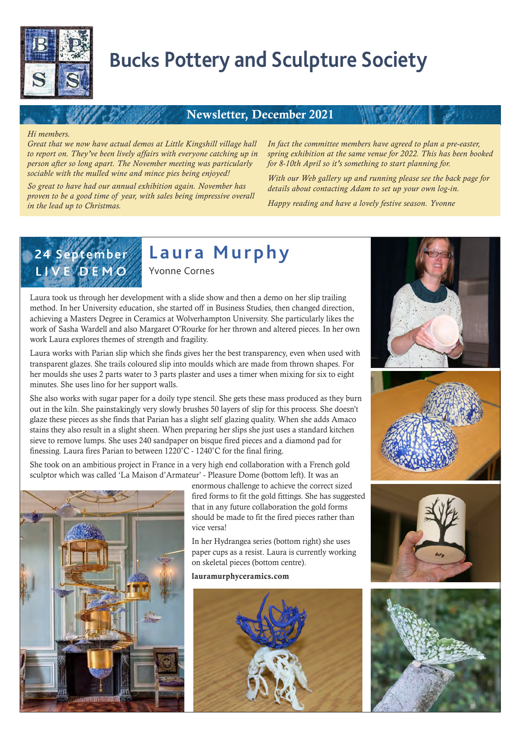# Bucks Pottery and Sculpture Society

## Newsletter, December 2021

*Hi members.*

*Great that we now have actual demos at Little Kingshill village hall to report on. They've been lively affairs with everyone catching up in person after so long apart. The November meeting was particularly sociable with the mulled wine and mince pies being enjoyed!*

*So great to have had our annual exhibition again. November has proven to be a good time of year, with sales being impressive overall in the lead up to Christmas.*

*In fact the committee members have agreed to plan a pre-easter, spring exhibition at the same venue for 2022. This has been booked for 8-10th April so it's something to start planning for.*

*With our Web gallery up and running please see the back page for details about contacting Adam to set up your own log-in.*

*Happy reading and have a lovely festive season. Yvonne*

## 24 September LIVE DEMO

## Laura Murphy

Yvonne Cornes

Laura took us through her development with a slide show and then a demo on her slip trailing method. In her University education, she started off in Business Studies, then changed direction, achieving a Masters Degree in Ceramics at Wolverhampton University. She particularly likes the work of Sasha Wardell and also Margaret O'Rourke for her thrown and altered pieces. In her own work Laura explores themes of strength and fragility.

Laura works with Parian slip which she finds gives her the best transparency, even when used with transparent glazes. She trails coloured slip into moulds which are made from thrown shapes. For her moulds she uses 2 parts water to 3 parts plaster and uses a timer when mixing for six to eight minutes. She uses lino for her support walls.

She also works with sugar paper for a doily type stencil. She gets these mass produced as they burn out in the kiln. She painstakingly very slowly brushes 50 layers of slip for this process. She doesn't glaze these pieces as she finds that Parian has a slight self glazing quality. When she adds Amaco stains they also result in a slight sheen. When preparing her slips she just uses a standard kitchen sieve to remove lumps. She uses 240 sandpaper on bisque fired pieces and a diamond pad for finessing. Laura fires Parian to between 1220˚C - 1240˚C for the final firing.

She took on an ambitious project in France in a very high end collaboration with a French gold sculptor which was called 'La Maison d'Armateur' - Pleasure Dome (bottom left). It was an enormous challenge to achieve the correct sized fired forms to fit the gold fittings. She has suggested that in any future collaboration the gold forms should be made to fit the fired pieces rather than vice versa!

In her Hydrangea series (bottom right) she uses paper cups as a resist. Laura is currently working on skeletal pieces (bottom centre).

**lauramurphyceramics.com**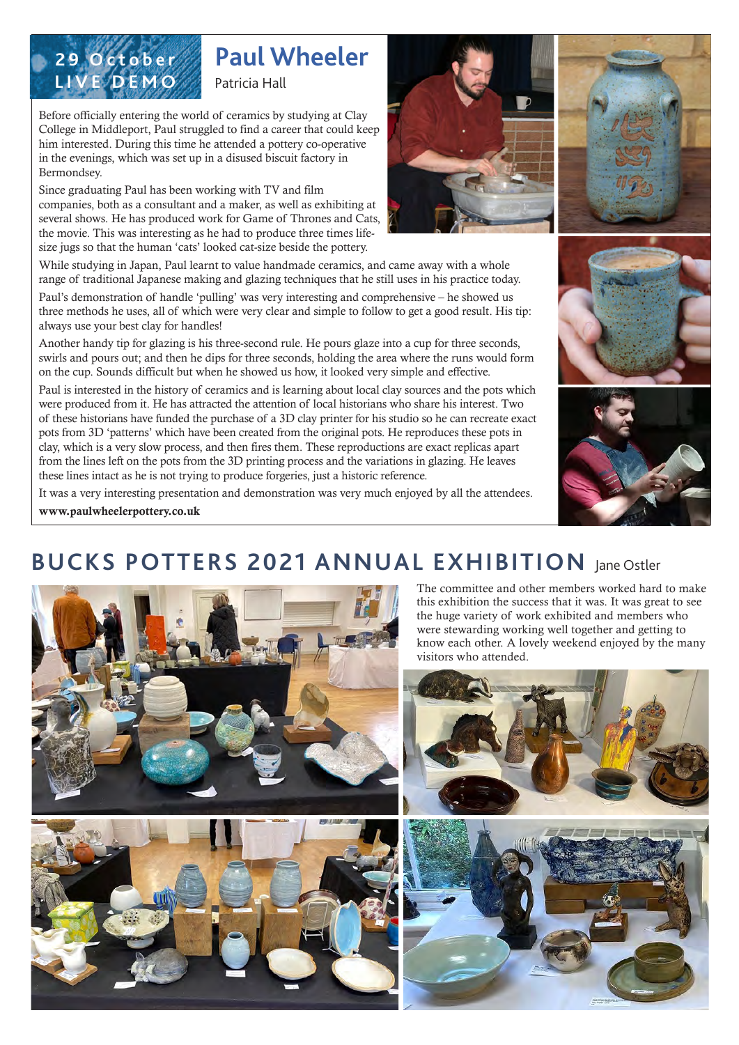**29 October LIVE DEMO**

# Paul Wheeler

Patricia Hall

Before officially entering the world of ceramics by studying at Clay College in Middleport, Paul struggled to find a career that could keep him interested. During this time he attended a pottery co-operative in the evenings, which was set up in a disused biscuit factory in Bermondsey.

Since graduating Paul has been working with TV and film companies, both as a consultant and a maker, as well as exhibiting at several shows. He has produced work for Game of Thrones and Cats, the movie. This was interesting as he had to produce three times life-size jugs so that the human 'cats' looked cat-size beside the pottery.

While studying in Japan, Paul learnt to value handmade ceramics, and came away with a whole range of traditional Japanese making and glazing techniques that he still uses in his practice today.

Paul's demonstration of handle 'pulling' was very interesting and comprehensive – he showed us three methods he uses, all of which were very clear and simple to follow to get a good result. His tip: always use your best clay for handles!

Another handy tip for glazing is his three-second rule. He pours glaze into a cup for three seconds, swirls and pours out; and then he dips for three seconds, holding the area where the runs would form on the cup. Sounds difficult but when he showed us how, it looked very simple and effective.

Paul is interested in the history of ceramics and is learning about local clay sources and the pots which were produced from it. He has attracted the attention of local historians who share his interest. Two of these historians have funded the purchase of a 3D clay printer for his studio so he can recreate exact pots from 3D 'patterns' which have been created from the original pots. He reproduces these pots in clay, which is a very slow process, and then fires them. These reproductions are exact replicas apart from the lines left on the pots from the 3D printing process and the variations in glazing. He leaves these lines intact as he is not trying to produce forgeries, just a historic reference.

It was a very interesting presentation and demonstration was very much enjoyed by all the attendees.

**www.paulwheelerpottery.co.uk**

# BUCKS POTTERS 2021 ANNUAL EXHIBITION

Jane Ostler

The committee and other members worked hard to make this exhibition the success that it was. It was great to see the huge variety of work exhibited and members who were stewarding working well together and getting to know each other. A lovely weekend enjoyed by the many visitors who attended.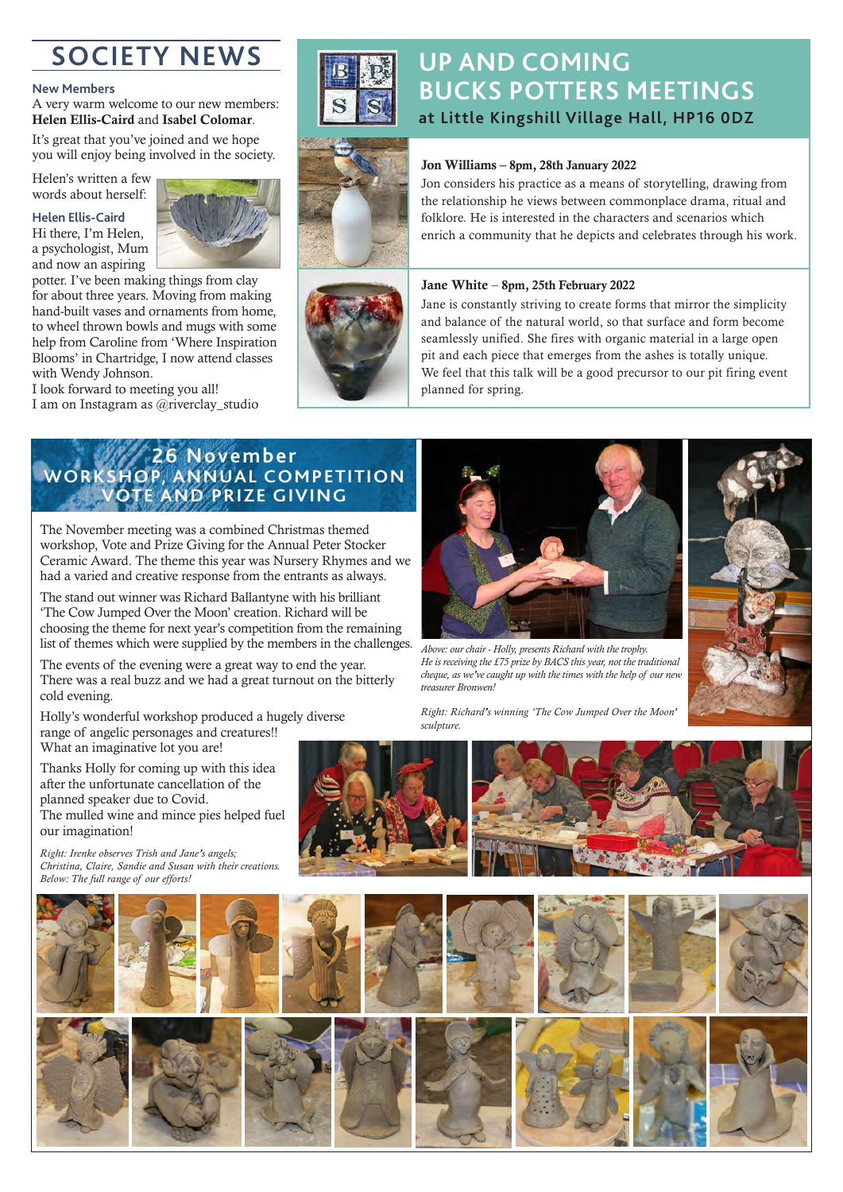# SOCIETY NEWS

### New Members

A very warm welcome to our new members: **Helen Ellis-Caird** and **Isabel Colomar**.

It's great that you've joined and we hope you will enjoy being involved in the society.

Helen's written a few words about herself:

### Helen Ellis-Caird

Hi there, I'm Helen, a psychologist, Mum and now an aspiring potter. I've been making things from clay for about three years. Moving from making hand-built vases and ornaments from home, to wheel thrown bowls and mugs with some help from Caroline from 'Where Inspiration Blooms' in Chartridge, I now attend classes with Wendy Johnson.
I look forward to meeting you all!
I am on Instagram as @riverclay_studio

# UP AND COMING BUCKS POTTERS MEETINGS

## at Little Kingshill Village Hall, HP16 0DZ

**Jon Williams – 8pm, 28th January 2022**

Jon considers his practice as a means of storytelling, drawing from the relationship he views between commonplace drama, ritual and folklore. He is interested in the characters and scenarios which enrich a community that he depicts and celebrates through his work.

**Jane White – 8pm, 25th February 2022**

Jane is constantly striving to create forms that mirror the simplicity and balance of the natural world, so that surface and form become seamlessly unified. She fires with organic material in a large open pit and each piece that emerges from the ashes is totally unique.
We feel that this talk will be a good precursor to our pit firing event planned for spring.

# 26 November WORKSHOP, ANNUAL COMPETITION VOTE AND PRIZE GIVING

The November meeting was a combined Christmas themed workshop, Vote and Prize Giving for the Annual Peter Stocker Ceramic Award. The theme this year was Nursery Rhymes and we had a varied and creative response from the entrants as always.

The stand out winner was Richard Ballantyne with his brilliant 'The Cow Jumped Over the Moon' creation. Richard will be choosing the theme for next year's competition from the remaining list of themes which were supplied by the members in the challenges.

The events of the evening were a great way to end the year. There was a real buzz and we had a great turnout on the bitterly cold evening.

Holly's wonderful workshop produced a hugely diverse range of angelic personages and creatures!! What an imaginative lot you are!

Thanks Holly for coming up with this idea after the unfortunate cancellation of the planned speaker due to Covid.
The mulled wine and mince pies helped fuel our imagination!

*Above: our chair - Holly, presents Richard with the trophy. He is receiving the £75 prize by BACS this year, not the traditional cheque, as we've caught up with the times with the help of our new treasurer Bronwen!*

*Right: Richard's winning 'The Cow Jumped Over the Moon' sculpture.*

*Right: Irenke observes Trish and Jane's angels; Christina, Claire, Sandie and Susan with their creations.*
*Below: The full range of our efforts!*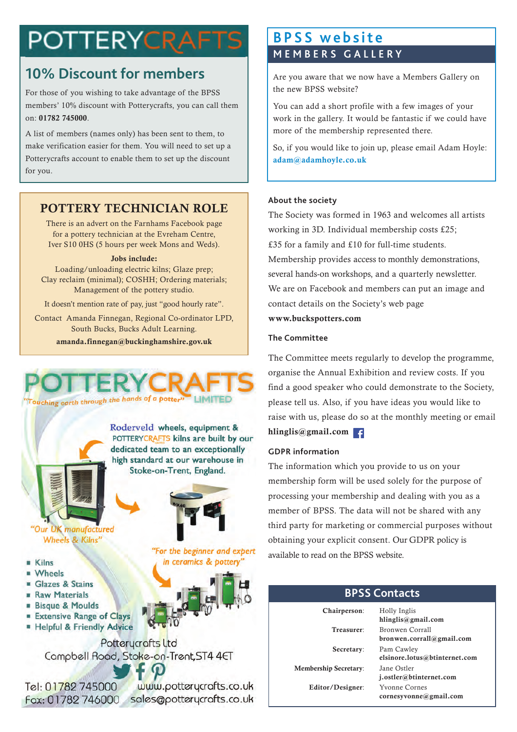# POTTERYCRAFTS

## 10% Discount for members

For those of you wishing to take advantage of the BPSS members' 10% discount with Potterycrafts, you can call them on: **01782 745000**.

A list of members (names only) has been sent to them, to make verification easier for them. You will need to set up a Potterycrafts account to enable them to set up the discount for you.

## POTTERY TECHNICIAN ROLE

There is an advert on the Farnhams Facebook page for a pottery technician at the Evreham Centre, Iver S10 0HS (5 hours per week Mons and Weds).

**Jobs include:**
Loading/unloading electric kilns; Glaze prep; Clay reclaim (minimal); COSHH; Ordering materials; Management of the pottery studio.

It doesn't mention rate of pay, just "good hourly rate".

Contact Amanda Finnegan, Regional Co-ordinator LPD, South Bucks, Bucks Adult Learning.
**amanda.finnegan@buckinghamshire.gov.uk**

# POTTERYCRAFTS LIMITED

*"Touching earth through the hands of a potter"*

Roderveld wheels, equipment & POTTERYCRAFTS kilns are built by our dedicated team to an exceptionally high standard at our warehouse in Stoke-on-Trent, England.

*"Our UK manufactured Wheels & Kilns"*

*"For the beginner and expert in ceramics & pottery"*

- Kilns
- Wheels
- Glazes & Stains
- Raw Materials
- Bisque & Moulds
- Extensive Range of Clays
- Helpful & Friendly Advice

Potterycrafts Ltd
Campbell Road, Stoke-on-Trent, ST4 4ET

Tel: 01782 745000 www.potterycrafts.co.uk
Fax: 01782 746000 sales@potterycrafts.co.uk

## BPSS website

### MEMBERS GALLERY

Are you aware that we now have a Members Gallery on the new BPSS website?

You can add a short profile with a few images of your work in the gallery. It would be fantastic if we could have more of the membership represented there.

So, if you would like to join up, please email Adam Hoyle: **adam@adamhoyle.co.uk**

### About the society

The Society was formed in 1963 and welcomes all artists working in 3D. Individual membership costs £25; £35 for a family and £10 for full-time students. Membership provides access to monthly demonstrations, several hands-on workshops, and a quarterly newsletter. We are on Facebook and members can put an image and contact details on the Society's web page **www.buckspotters.com**

### The Committee

The Committee meets regularly to develop the programme, organise the Annual Exhibition and review costs. If you find a good speaker who could demonstrate to the Society, please tell us. Also, if you have ideas you would like to raise with us, please do so at the monthly meeting or email **hlinglis@gmail.com**

### GDPR information

The information which you provide to us on your membership form will be used solely for the purpose of processing your membership and dealing with you as a member of BPSS. The data will not be shared with any third party for marketing or commercial purposes without obtaining your explicit consent. Our GDPR policy is available to read on the BPSS website.

### BPSS Contacts

| | |
|---|---|
| **Chairperson**: | Holly Inglis **hlinglis@gmail.com** |
| **Treasurer**: | Bronwen Corrall **bronwen.corrall@gmail.com** |
| **Secretary**: | Pam Cawley **elsinore.lotus@btinternet.com** |
| **Membership Secretary**: | Jane Ostler **j.ostler@btinternet.com** |
| **Editor/Designer**: | Yvonne Cornes **cornesyvonne@gmail.com** |